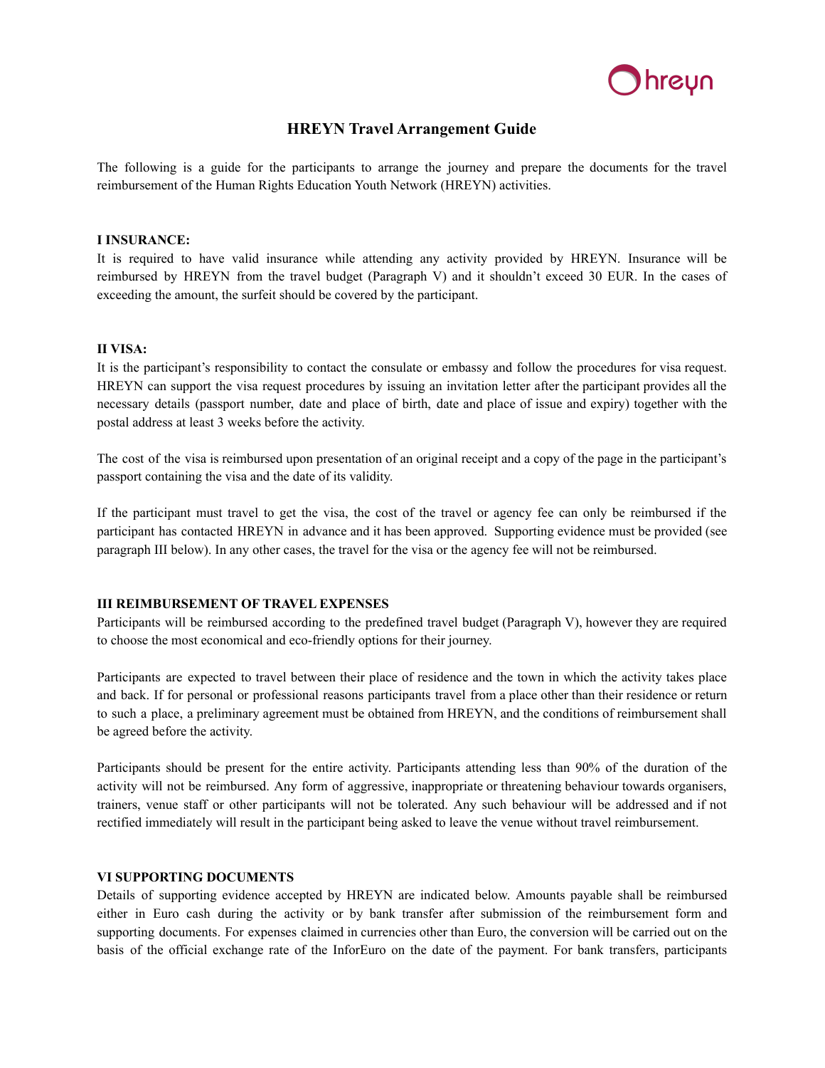# HREYN Travel Arrangement Guide

The following is a guide for the participants to arrange the journey and prepare the documents for the travel reimbursement of the Human Rights Education Youth Network (HREYN) activities.

## I INSURANCE:

It is required to have valid insurance while attending any activity provided by HREYN. Insurance will be reimbursed by HREYN from the travel budget (Paragraph V) and it shouldn't exceed 30 EUR. In the cases of exceeding the amount, the surfeit should be covered by the participant.

## II VISA:

It is the participant's responsibility to contact the consulate or embassy and follow the procedures for visa request. HREYN can support the visa request procedures by issuing an invitation letter after the participant provides all the necessary details (passport number, date and place of birth, date and place of issue and expiry) together with the postal address at least 3 weeks before the activity.

The cost of the visa is reimbursed upon presentation of an original receipt and a copy of the page in the participant's passport containing the visa and the date of its validity.

If the participant must travel to get the visa, the cost of the travel or agency fee can only be reimbursed if the participant has contacted HREYN in advance and it has been approved. Supporting evidence must be provided (see paragraph III below). In any other cases, the travel for the visa or the agency fee will not be reimbursed.

## III REIMBURSEMENT OF TRAVEL EXPENSES

Participants will be reimbursed according to the predefined travel budget (Paragraph V), however they are required to choose the most economical and eco-friendly options for their journey.

Participants are expected to travel between their place of residence and the town in which the activity takes place and back. If for personal or professional reasons participants travel from a place other than their residence or return to such a place, a preliminary agreement must be obtained from HREYN, and the conditions of reimbursement shall be agreed before the activity.

Participants should be present for the entire activity. Participants attending less than 90% of the duration of the activity will not be reimbursed. Any form of aggressive, inappropriate or threatening behaviour towards organisers, trainers, venue staff or other participants will not be tolerated. Any such behaviour will be addressed and if not rectified immediately will result in the participant being asked to leave the venue without travel reimbursement.

## VI SUPPORTING DOCUMENTS

Details of supporting evidence accepted by HREYN are indicated below. Amounts payable shall be reimbursed either in Euro cash during the activity or by bank transfer after submission of the reimbursement form and supporting documents. For expenses claimed in currencies other than Euro, the conversion will be carried out on the basis of the official exchange rate of the InforEuro on the date of the payment. For bank transfers, participants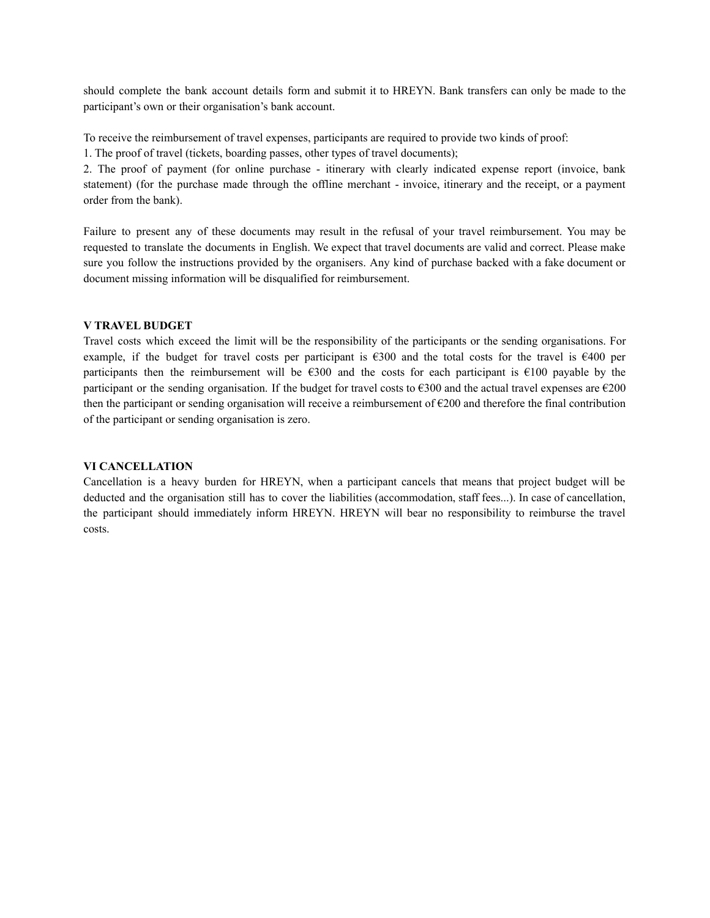should complete the bank account details form and submit it to HREYN. Bank transfers can only be made to the participant's own or their organisation's bank account.

To receive the reimbursement of travel expenses, participants are required to provide two kinds of proof:
1. The proof of travel (tickets, boarding passes, other types of travel documents);
2. The proof of payment (for online purchase - itinerary with clearly indicated expense report (invoice, bank statement) (for the purchase made through the offline merchant - invoice, itinerary and the receipt, or a payment order from the bank).

Failure to present any of these documents may result in the refusal of your travel reimbursement. You may be requested to translate the documents in English. We expect that travel documents are valid and correct. Please make sure you follow the instructions provided by the organisers. Any kind of purchase backed with a fake document or document missing information will be disqualified for reimbursement.

**V TRAVEL BUDGET**

Travel costs which exceed the limit will be the responsibility of the participants or the sending organisations. For example, if the budget for travel costs per participant is €300 and the total costs for the travel is €400 per participants then the reimbursement will be €300 and the costs for each participant is €100 payable by the participant or the sending organisation. If the budget for travel costs to €300 and the actual travel expenses are €200 then the participant or sending organisation will receive a reimbursement of €200 and therefore the final contribution of the participant or sending organisation is zero.

**VI CANCELLATION**

Cancellation is a heavy burden for HREYN, when a participant cancels that means that project budget will be deducted and the organisation still has to cover the liabilities (accommodation, staff fees...). In case of cancellation, the participant should immediately inform HREYN. HREYN will bear no responsibility to reimburse the travel costs.